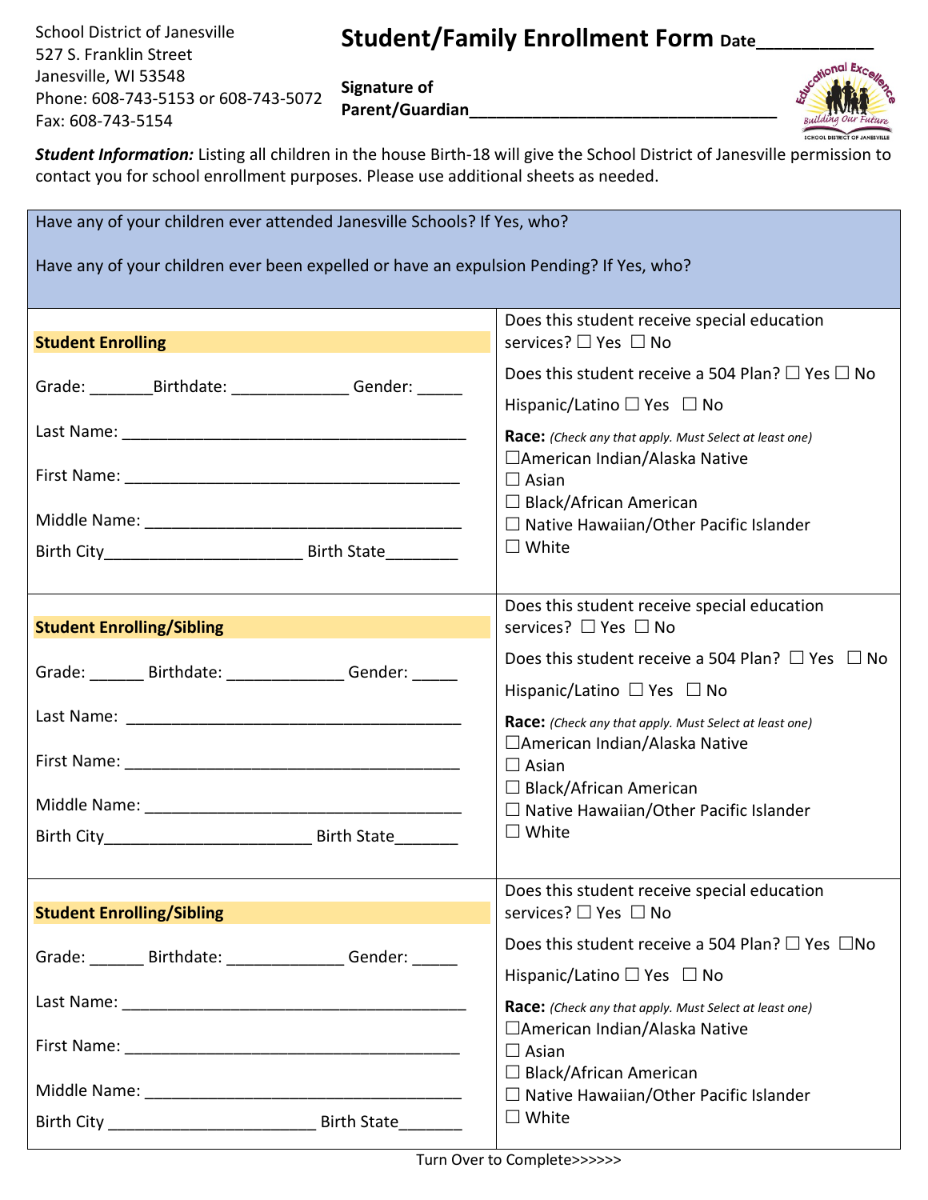School District of Janesville
527 S. Franklin Street
Janesville, WI 53548
Phone: 608-743-5153 or 608-743-5072
Fax: 608-743-5154

# Student/Family Enrollment Form

Date___________

Signature of Parent/Guardian_________________________________

***Student Information:*** Listing all children in the house Birth-18 will give the School District of Janesville permission to contact you for school enrollment purposes. Please use additional sheets as needed.

Have any of your children ever attended Janesville Schools? If Yes, who?

Have any of your children ever been expelled or have an expulsion Pending? If Yes, who?

| | |
|---|---|
| **Student Enrolling**<br><br>Grade: _______Birthdate: _____________ Gender: _____<br><br>Last Name: ________________________________________<br><br>First Name: ________________________________________<br><br>Middle Name: ______________________________________<br><br>Birth City______________________ Birth State________ | Does this student receive special education services? ☐ Yes ☐ No<br><br>Does this student receive a 504 Plan? ☐ Yes ☐ No<br><br>Hispanic/Latino ☐ Yes ☐ No<br><br>**Race:** *(Check any that apply. Must Select at least one)*<br>☐American Indian/Alaska Native<br>☐ Asian<br>☐ Black/African American<br>☐ Native Hawaiian/Other Pacific Islander<br>☐ White |
| **Student Enrolling/Sibling**<br><br>Grade: ______ Birthdate: _____________ Gender: _____<br><br>Last Name: ______________________________________<br><br>First Name: ______________________________________<br><br>Middle Name: ____________________________________<br><br>Birth City_______________________ Birth State_______ | Does this student receive special education services? ☐ Yes ☐ No<br><br>Does this student receive a 504 Plan? ☐ Yes ☐ No<br><br>Hispanic/Latino ☐ Yes ☐ No<br><br>**Race:** *(Check any that apply. Must Select at least one)*<br>☐American Indian/Alaska Native<br>☐ Asian<br>☐ Black/African American<br>☐ Native Hawaiian/Other Pacific Islander<br>☐ White |
| **Student Enrolling/Sibling**<br><br>Grade: ______ Birthdate: _____________ Gender: _____<br><br>Last Name: ________________________________________<br><br>First Name: ______________________________________<br><br>Middle Name: ____________________________________<br><br>Birth City _______________________ Birth State_______ | Does this student receive special education services? ☐ Yes ☐ No<br><br>Does this student receive a 504 Plan? ☐ Yes ☐No<br><br>Hispanic/Latino ☐ Yes ☐ No<br><br>**Race:** *(Check any that apply. Must Select at least one)*<br>☐American Indian/Alaska Native<br>☐ Asian<br>☐ Black/African American<br>☐ Native Hawaiian/Other Pacific Islander<br>☐ White |

Turn Over to Complete>>>>>>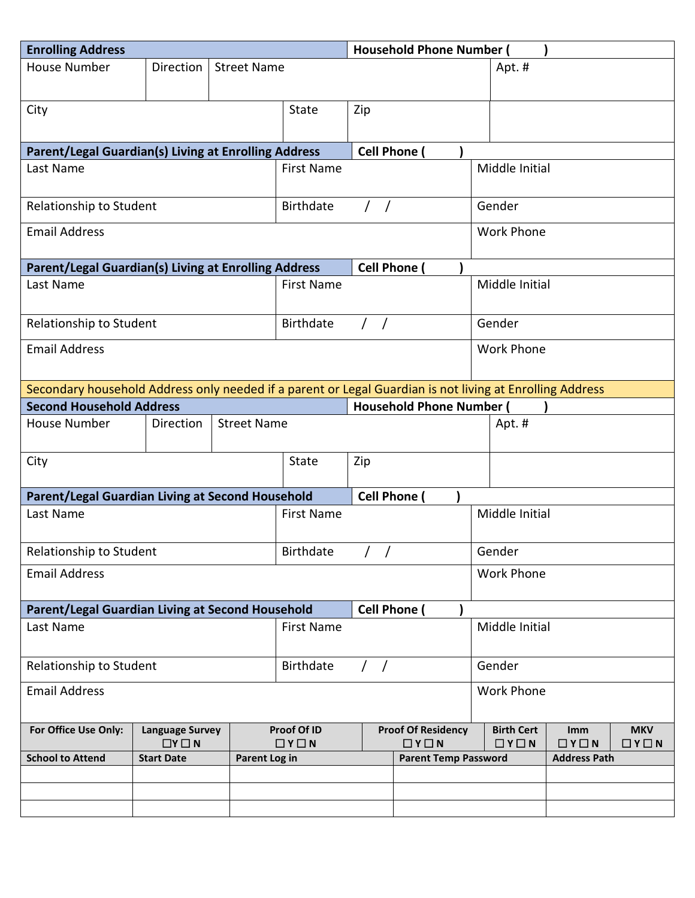| Enrolling Address | | | | Household Phone Number ( ) | |
|---|---|---|---|---|---|
| House Number | Direction | Street Name | | | Apt. # |
| City | | | State | Zip | |

| Parent/Legal Guardian(s) Living at Enrolling Address | Cell Phone ( ) | |
|---|---|---|
| Last Name | First Name | Middle Initial |
| Relationship to Student | Birthdate / / | Gender |
| Email Address | | Work Phone |

| Parent/Legal Guardian(s) Living at Enrolling Address | Cell Phone ( ) | |
|---|---|---|
| Last Name | First Name | Middle Initial |
| Relationship to Student | Birthdate / / | Gender |
| Email Address | | Work Phone |

Secondary household Address only needed if a parent or Legal Guardian is not living at Enrolling Address

| Second Household Address | | | | Household Phone Number ( ) | |
|---|---|---|---|---|---|
| House Number | Direction | Street Name | | | Apt. # |
| City | | | State | Zip | |

| Parent/Legal Guardian Living at Second Household | Cell Phone ( ) | |
|---|---|---|
| Last Name | First Name | Middle Initial |
| Relationship to Student | Birthdate / / | Gender |
| Email Address | | Work Phone |

| Parent/Legal Guardian Living at Second Household | Cell Phone ( ) | |
|---|---|---|
| Last Name | First Name | Middle Initial |
| Relationship to Student | Birthdate / / | Gender |
| Email Address | | Work Phone |

| For Office Use Only: | Language Survey ☐Y ☐ N | Proof Of ID ☐ Y ☐ N | Proof Of Residency ☐ Y ☐ N | Birth Cert ☐ Y ☐ N | Imm ☐ Y ☐ N | MKV ☐ Y ☐ N |
|---|---|---|---|---|---|---|
| **School to Attend** | **Start Date** | **Parent Log in** | **Parent Temp Password** | **Address Path** | | |
| | | | | | | |
| | | | | | | |
| | | | | | | |